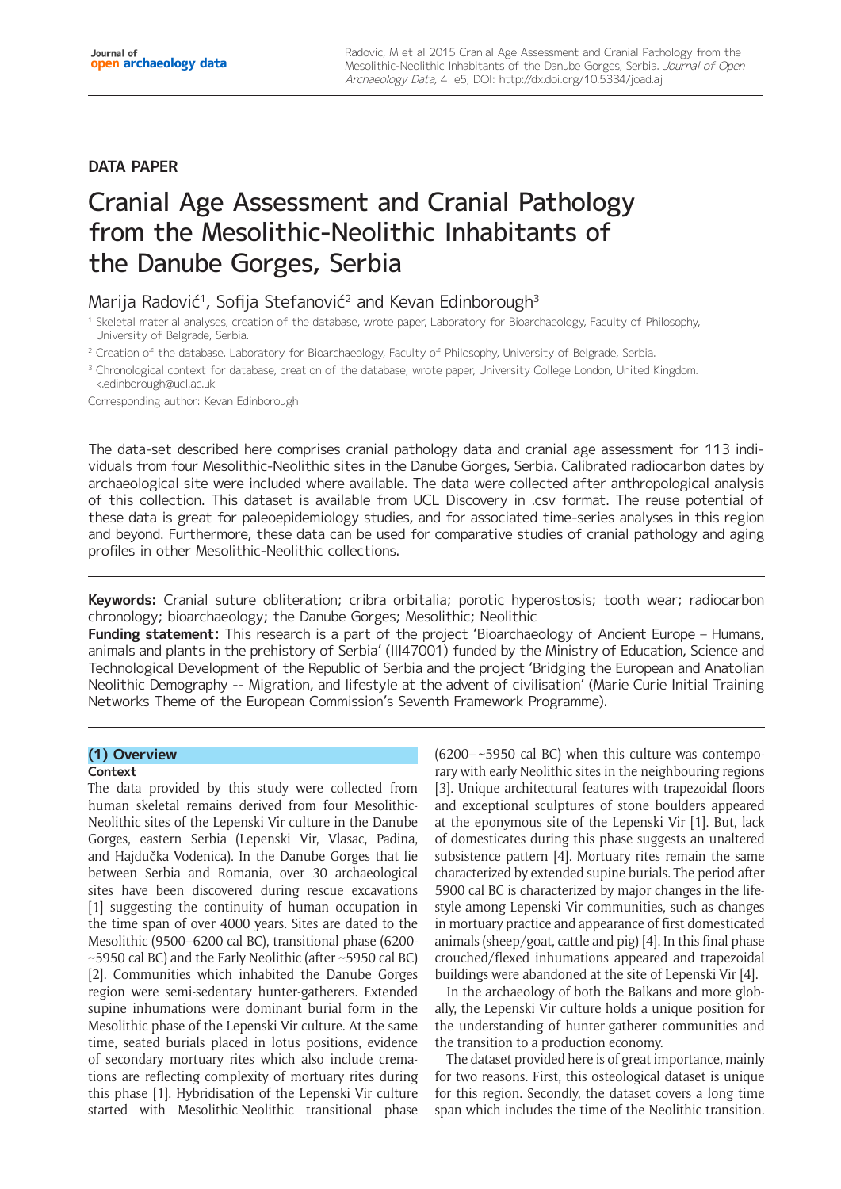**DATA PAPER**

# Cranial Age Assessment and Cranial Pathology from the Mesolithic-Neolithic Inhabitants of the Danube Gorges, Serbia

Marija Radović[1], Sofija Stefanović[2] and Kevan Edinborough[3]

[1] Skeletal material analyses, creation of the database, wrote paper, Laboratory for Bioarchaeology, Faculty of Philosophy, University of Belgrade, Serbia.

[2] Creation of the database, Laboratory for Bioarchaeology, Faculty of Philosophy, University of Belgrade, Serbia.

[3] Chronological context for database, creation of the database, wrote paper, University College London, United Kingdom. k.edinborough@ucl.ac.uk

Corresponding author: Kevan Edinborough

The data-set described here comprises cranial pathology data and cranial age assessment for 113 individuals from four Mesolithic-Neolithic sites in the Danube Gorges, Serbia. Calibrated radiocarbon dates by archaeological site were included where available. The data were collected after anthropological analysis of this collection. This dataset is available from UCL Discovery in .csv format. The reuse potential of these data is great for paleoepidemiology studies, and for associated time-series analyses in this region and beyond. Furthermore, these data can be used for comparative studies of cranial pathology and aging profiles in other Mesolithic-Neolithic collections.

**Keywords:** Cranial suture obliteration; cribra orbitalia; porotic hyperostosis; tooth wear; radiocarbon chronology; bioarchaeology; the Danube Gorges; Mesolithic; Neolithic

**Funding statement:** This research is a part of the project 'Bioarchaeology of Ancient Europe – Humans, animals and plants in the prehistory of Serbia' (III47001) funded by the Ministry of Education, Science and Technological Development of the Republic of Serbia and the project 'Bridging the European and Anatolian Neolithic Demography -- Migration, and lifestyle at the advent of civilisation' (Marie Curie Initial Training Networks Theme of the European Commission's Seventh Framework Programme).

## (1) Overview

### Context

The data provided by this study were collected from human skeletal remains derived from four Mesolithic-Neolithic sites of the Lepenski Vir culture in the Danube Gorges, eastern Serbia (Lepenski Vir, Vlasac, Padina, and Hajdučka Vodenica). In the Danube Gorges that lie between Serbia and Romania, over 30 archaeological sites have been discovered during rescue excavations [1] suggesting the continuity of human occupation in the time span of over 4000 years. Sites are dated to the Mesolithic (9500–6200 cal BC), transitional phase (6200-~5950 cal BC) and the Early Neolithic (after ~5950 cal BC) [2]. Communities which inhabited the Danube Gorges region were semi-sedentary hunter-gatherers. Extended supine inhumations were dominant burial form in the Mesolithic phase of the Lepenski Vir culture. At the same time, seated burials placed in lotus positions, evidence of secondary mortuary rites which also include cremations are reflecting complexity of mortuary rites during this phase [1]. Hybridisation of the Lepenski Vir culture started with Mesolithic-Neolithic transitional phase (6200–~5950 cal BC) when this culture was contemporary with early Neolithic sites in the neighbouring regions [3]. Unique architectural features with trapezoidal floors and exceptional sculptures of stone boulders appeared at the eponymous site of the Lepenski Vir [1]. But, lack of domesticates during this phase suggests an unaltered subsistence pattern [4]. Mortuary rites remain the same characterized by extended supine burials. The period after 5900 cal BC is characterized by major changes in the lifestyle among Lepenski Vir communities, such as changes in mortuary practice and appearance of first domesticated animals (sheep/goat, cattle and pig) [4]. In this final phase crouched/flexed inhumations appeared and trapezoidal buildings were abandoned at the site of Lepenski Vir [4].

In the archaeology of both the Balkans and more globally, the Lepenski Vir culture holds a unique position for the understanding of hunter-gatherer communities and the transition to a production economy.

The dataset provided here is of great importance, mainly for two reasons. First, this osteological dataset is unique for this region. Secondly, the dataset covers a long time span which includes the time of the Neolithic transition.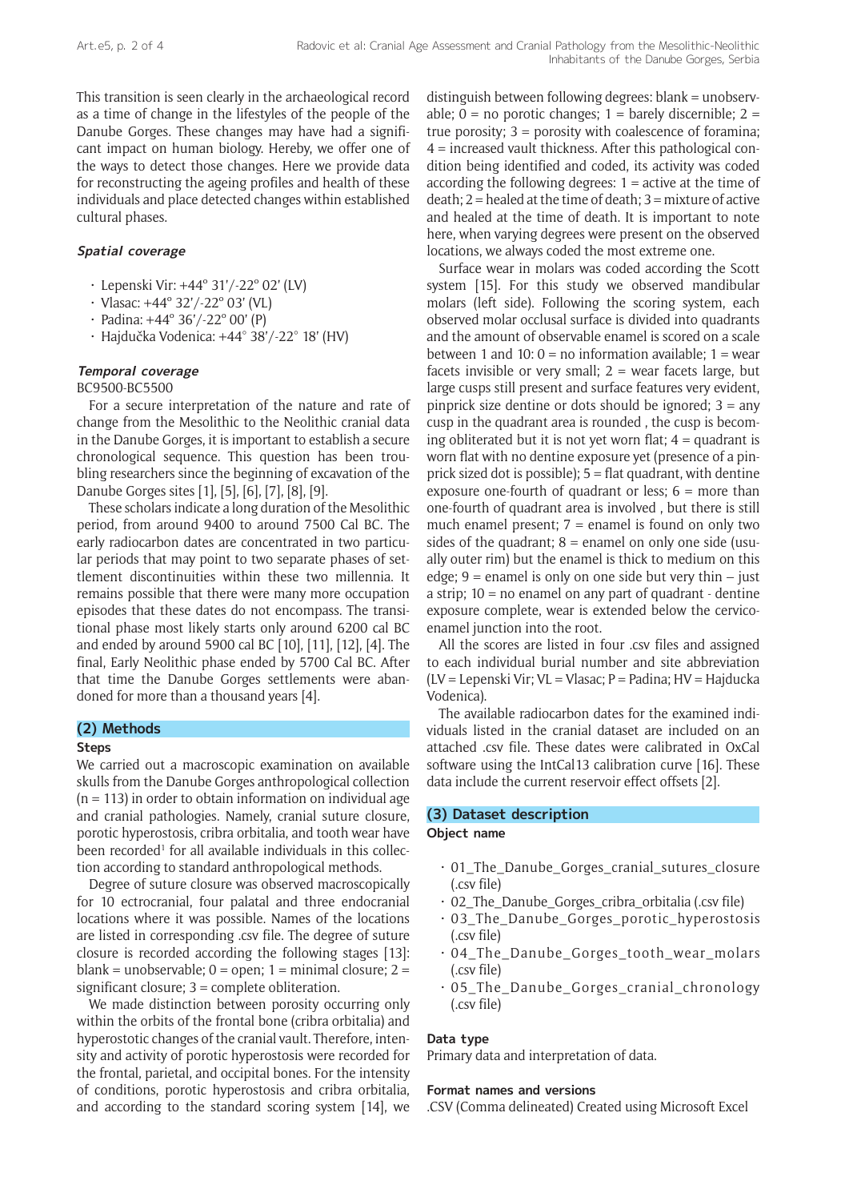This transition is seen clearly in the archaeological record as a time of change in the lifestyles of the people of the Danube Gorges. These changes may have had a significant impact on human biology. Hereby, we offer one of the ways to detect those changes. Here we provide data for reconstructing the ageing profiles and health of these individuals and place detected changes within established cultural phases.

### *Spatial coverage*

- Lepenski Vir: +44° 31'/-22° 02' (LV)
- Vlasac: +44° 32'/-22° 03' (VL)
- Padina: +44° 36'/-22° 00' (P)
- Hajdučka Vodenica: +44° 38'/-22° 18' (HV)

### *Temporal coverage*

BC9500-BC5500

For a secure interpretation of the nature and rate of change from the Mesolithic to the Neolithic cranial data in the Danube Gorges, it is important to establish a secure chronological sequence. This question has been troubling researchers since the beginning of excavation of the Danube Gorges sites [1], [5], [6], [7], [8], [9].

These scholars indicate a long duration of the Mesolithic period, from around 9400 to around 7500 Cal BC. The early radiocarbon dates are concentrated in two particular periods that may point to two separate phases of settlement discontinuities within these two millennia. It remains possible that there were many more occupation episodes that these dates do not encompass. The transitional phase most likely starts only around 6200 cal BC and ended by around 5900 cal BC [10], [11], [12], [4]. The final, Early Neolithic phase ended by 5700 Cal BC. After that time the Danube Gorges settlements were abandoned for more than a thousand years [4].

## (2) Methods

### Steps

We carried out a macroscopic examination on available skulls from the Danube Gorges anthropological collection (n = 113) in order to obtain information on individual age and cranial pathologies. Namely, cranial suture closure, porotic hyperostosis, cribra orbitalia, and tooth wear have been recorded[1] for all available individuals in this collection according to standard anthropological methods.

Degree of suture closure was observed macroscopically for 10 ectrocranial, four palatal and three endocranial locations where it was possible. Names of the locations are listed in corresponding .csv file. The degree of suture closure is recorded according the following stages [13]: blank = unobservable; 0 = open; 1 = minimal closure; 2 = significant closure; 3 = complete obliteration.

We made distinction between porosity occurring only within the orbits of the frontal bone (cribra orbitalia) and hyperostotic changes of the cranial vault. Therefore, intensity and activity of porotic hyperostosis were recorded for the frontal, parietal, and occipital bones. For the intensity of conditions, porotic hyperostosis and cribra orbitalia, and according to the standard scoring system [14], we distinguish between following degrees: blank = unobservable; 0 = no porotic changes; 1 = barely discernible; 2 = true porosity; 3 = porosity with coalescence of foramina; 4 = increased vault thickness. After this pathological condition being identified and coded, its activity was coded according the following degrees: 1 = active at the time of death; 2 = healed at the time of death; 3 = mixture of active and healed at the time of death. It is important to note here, when varying degrees were present on the observed locations, we always coded the most extreme one.

Surface wear in molars was coded according the Scott system [15]. For this study we observed mandibular molars (left side). Following the scoring system, each observed molar occlusal surface is divided into quadrants and the amount of observable enamel is scored on a scale between 1 and 10: 0 = no information available; 1 = wear facets invisible or very small; 2 = wear facets large, but large cusps still present and surface features very evident, pinprick size dentine or dots should be ignored; 3 = any cusp in the quadrant area is rounded , the cusp is becoming obliterated but it is not yet worn flat; 4 = quadrant is worn flat with no dentine exposure yet (presence of a pinprick sized dot is possible); 5 = flat quadrant, with dentine exposure one-fourth of quadrant or less; 6 = more than one-fourth of quadrant area is involved , but there is still much enamel present; 7 = enamel is found on only two sides of the quadrant; 8 = enamel on only one side (usually outer rim) but the enamel is thick to medium on this edge; 9 = enamel is only on one side but very thin – just a strip; 10 = no enamel on any part of quadrant - dentine exposure complete, wear is extended below the cervico-enamel junction into the root.

All the scores are listed in four .csv files and assigned to each individual burial number and site abbreviation (LV = Lepenski Vir; VL = Vlasac; P = Padina; HV = Hajducka Vodenica).

The available radiocarbon dates for the examined individuals listed in the cranial dataset are included on an attached .csv file. These dates were calibrated in OxCal software using the IntCal13 calibration curve [16]. These data include the current reservoir effect offsets [2].

## (3) Dataset description

### Object name

- 01_The_Danube_Gorges_cranial_sutures_closure (.csv file)
- 02_The_Danube_Gorges_cribra_orbitalia (.csv file)
- 03_The_Danube_Gorges_porotic_hyperostosis (.csv file)
- 04_The_Danube_Gorges_tooth_wear_molars (.csv file)
- 05_The_Danube_Gorges_cranial_chronology (.csv file)

### Data type

Primary data and interpretation of data.

### Format names and versions

.CSV (Comma delineated) Created using Microsoft Excel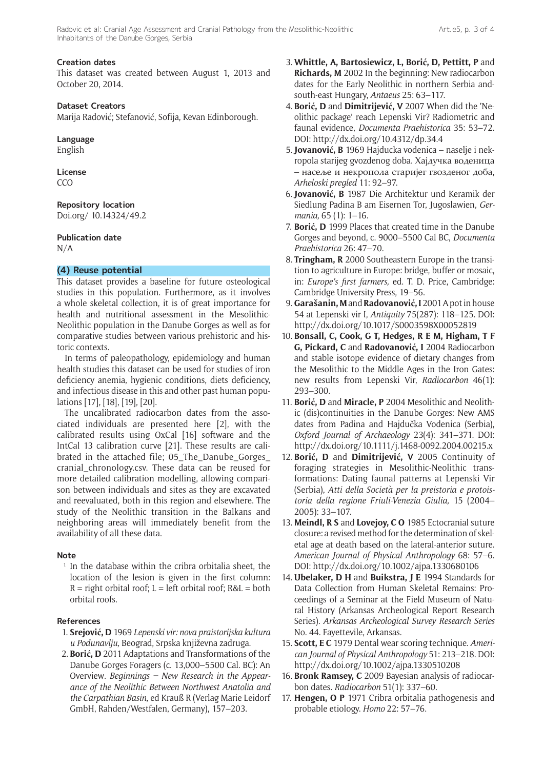#### Creation dates

This dataset was created between August 1, 2013 and October 20, 2014.

#### Dataset Creators

Marija Radović; Stefanović, Sofija, Kevan Edinborough.

#### Language

English

#### License

CC0

#### Repository location

Doi.org/ 10.14324/49.2

#### Publication date

N/A

### (4) Reuse potential

This dataset provides a baseline for future osteological studies in this population. Furthermore, as it involves a whole skeletal collection, it is of great importance for health and nutritional assessment in the Mesolithic-Neolithic population in the Danube Gorges as well as for comparative studies between various prehistoric and historic contexts.

In terms of paleopathology, epidemiology and human health studies this dataset can be used for studies of iron deficiency anemia, hygienic conditions, diets deficiency, and infectious disease in this and other past human populations [17], [18], [19], [20].

The uncalibrated radiocarbon dates from the associated individuals are presented here [2], with the calibrated results using OxCal [16] software and the IntCal 13 calibration curve [21]. These results are calibrated in the attached file; 05_The_Danube_Gorges_cranial_chronology.csv. These data can be reused for more detailed calibration modelling, allowing comparison between individuals and sites as they are excavated and reevaluated, both in this region and elsewhere. The study of the Neolithic transition in the Balkans and neighboring areas will immediately benefit from the availability of all these data.

#### Note

[1] In the database within the cribra orbitalia sheet, the location of the lesion is given in the first column: R = right orbital roof; L = left orbital roof; R&L = both orbital roofs.

#### References

1. **Srejović, D** 1969 *Lepenski vir: nova praistorijska kultura u Podunavlju,* Beograd, Srpska književna zadruga.
2. **Borić, D** 2011 Adaptations and Transformations of the Danube Gorges Foragers (c. 13,000–5500 Cal. BC): An Overview. *Beginnings – New Research in the Appearance of the Neolithic Between Northwest Anatolia and the Carpathian Basin,* ed Krauß R (Verlag Marie Leidorf GmbH, Rahden/Westfalen, Germany), 157–203.
3. **Whittle, A, Bartosiewicz, L, Borić, D, Pettitt, P** and **Richards, M** 2002 In the beginning: New radiocarbon dates for the Early Neolithic in northern Serbia and south-east Hungary, *Antaeus* 25: 63–117.
4. **Borić, D** and **Dimitrijević, V** 2007 When did the 'Neolithic package' reach Lepenski Vir? Radiometric and faunal evidence, *Documenta Praehistorica* 35: 53–72. DOI: http://dx.doi.org/10.4312/dp.34.4
5. **Jovanović, B** 1969 Hajducka vodenica – naselje i nekropola starijeg gvozdenog doba. Хајдучка воденица – насеље и некропола старијег гвозденог доба, *Arheloski pregled* 11: 92–97.
6. **Jovanović, B** 1987 Die Architektur und Keramik der Siedlung Padina B am Eisernen Tor, Jugoslawien, *Germania,* 65 (1): 1–16.
7. **Borić, D** 1999 Places that created time in the Danube Gorges and beyond, c. 9000–5500 Cal BC, *Documenta Praehistorica* 26: 47–70.
8. **Tringham, R** 2000 Southeastern Europe in the transition to agriculture in Europe: bridge, buffer or mosaic, in: *Europe's first farmers,* ed. T. D. Price, Cambridge: Cambridge University Press, 19–56.
9. **Garašanin, M** and **Radovanović, I** 2001 A pot in house 54 at Lepenski vir I, *Antiquity* 75(287): 118–125. DOI: http://dx.doi.org/10.1017/S0003598X00052819
10. **Bonsall, C, Cook, G T, Hedges, R E M, Higham, T F G, Pickard, C** and **Radovanović, I** 2004 Radiocarbon and stable isotope evidence of dietary changes from the Mesolithic to the Middle Ages in the Iron Gates: new results from Lepenski Vir, *Radiocarbon* 46(1): 293–300.
11. **Borić, D** and **Miracle, P** 2004 Mesolithic and Neolithic (dis)continuities in the Danube Gorges: New AMS dates from Padina and Hajdučka Vodenica (Serbia), *Oxford Journal of Archaeology* 23(4): 341–371. DOI: http://dx.doi.org/10.1111/j.1468-0092.2004.00215.x
12. **Borić, D** and **Dimitrijević, V** 2005 Continuity of foraging strategies in Mesolithic-Neolithic transformations: Dating faunal patterns at Lepenski Vir (Serbia), *Atti della Società per la preistoria e protoistoria della regione Friuli-Venezia Giulia,* 15 (2004–2005): 33–107.
13. **Meindl, R S** and **Lovejoy, C O** 1985 Ectocranial suture closure: a revised method for the determination of skeletal age at death based on the lateral-anterior suture. *American Journal of Physical Anthropology* 68: 57–6. DOI: http://dx.doi.org/10.1002/ajpa.1330680106
14. **Ubelaker, D H** and **Buikstra, J E** 1994 Standards for Data Collection from Human Skeletal Remains: Proceedings of a Seminar at the Field Museum of Natural History (Arkansas Archeological Report Research Series). *Arkansas Archeological Survey Research Series* No. 44. Fayettevile, Arkansas.
15. **Scott, E C** 1979 Dental wear scoring technique. *American Journal of Physical Anthropology* 51: 213–218. DOI: http://dx.doi.org/10.1002/ajpa.1330510208
16. **Bronk Ramsey, C** 2009 Bayesian analysis of radiocarbon dates. *Radiocarbon* 51(1): 337–60.
17. **Hengen, O P** 1971 Cribra orbitalia pathogenesis and probable etiology. *Homo* 22: 57–76.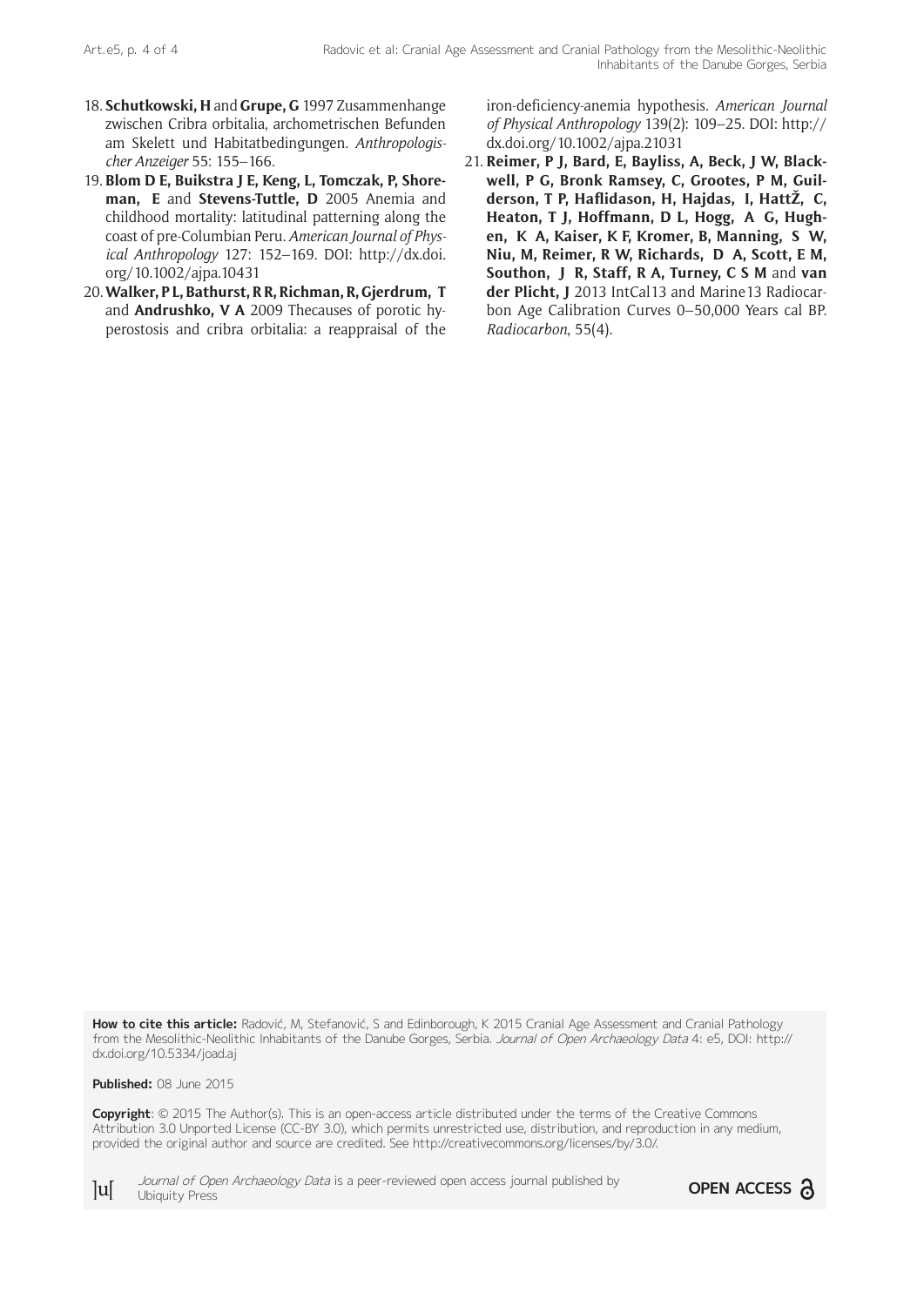18. **Schutkowski, H** and **Grupe, G** 1997 Zusammenhange zwischen Cribra orbitalia, archometrischen Befunden am Skelett und Habitatbedingungen. *Anthropologischer Anzeiger* 55: 155–166.
19. **Blom D E, Buikstra J E, Keng, L, Tomczak, P, Shoreman, E** and **Stevens-Tuttle, D** 2005 Anemia and childhood mortality: latitudinal patterning along the coast of pre-Columbian Peru. *American Journal of Physical Anthropology* 127: 152–169. DOI: http://dx.doi.org/10.1002/ajpa.10431
20. **Walker, P L, Bathurst, R R, Richman, R, Gjerdrum, T** and **Andrushko, V A** 2009 Thecauses of porotic hyperostosis and cribra orbitalia: a reappraisal of the iron-deficiency-anemia hypothesis. *American Journal of Physical Anthropology* 139(2): 109–25. DOI: http://dx.doi.org/10.1002/ajpa.21031
21. **Reimer, P J, Bard, E, Bayliss, A, Beck, J W, Blackwell, P G, Bronk Ramsey, C, Grootes, P M, Guilderson, T P, Haflidason, H, Hajdas, I, HattŽ, C, Heaton, T J, Hoffmann, D L, Hogg, A G, Hughen, K A, Kaiser, K F, Kromer, B, Manning, S W, Niu, M, Reimer, R W, Richards, D A, Scott, E M, Southon, J R, Staff, R A, Turney, C S M** and **van der Plicht, J** 2013 IntCal13 and Marine13 Radiocarbon Age Calibration Curves 0–50,000 Years cal BP. *Radiocarbon*, 55(4).

**How to cite this article:** Radović, M, Stefanović, S and Edinborough, K 2015 Cranial Age Assessment and Cranial Pathology from the Mesolithic-Neolithic Inhabitants of the Danube Gorges, Serbia. *Journal of Open Archaeology Data* 4: e5, DOI: http://dx.doi.org/10.5334/joad.aj

**Published:** 08 June 2015

**Copyright**: © 2015 The Author(s). This is an open-access article distributed under the terms of the Creative Commons Attribution 3.0 Unported License (CC-BY 3.0), which permits unrestricted use, distribution, and reproduction in any medium, provided the original author and source are credited. See http://creativecommons.org/licenses/by/3.0/.

*Journal of Open Archaeology Data* is a peer-reviewed open access journal published by Ubiquity Press

**OPEN ACCESS**